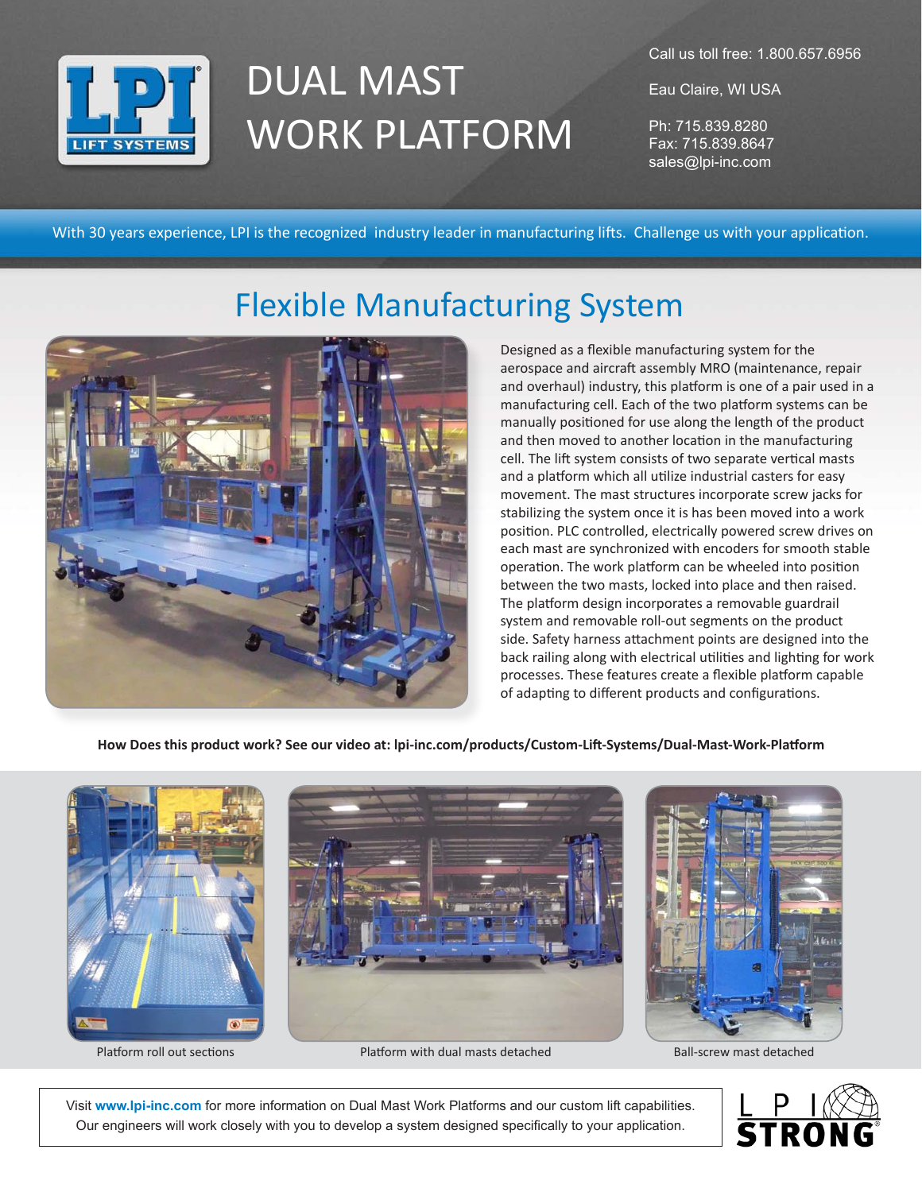# DUAL MAST WORK PLATFORM

Call us toll free: 1.800.657.6956

Eau Claire, WI USA

Ph: 715.839.8280
Fax: 715.839.8647
sales@lpi-inc.com

With 30 years experience, LPI is the recognized industry leader in manufacturing lifts. Challenge us with your application.

## Flexible Manufacturing System

Designed as a flexible manufacturing system for the aerospace and aircraft assembly MRO (maintenance, repair and overhaul) industry, this platform is one of a pair used in a manufacturing cell. Each of the two platform systems can be manually positioned for use along the length of the product and then moved to another location in the manufacturing cell. The lift system consists of two separate vertical masts and a platform which all utilize industrial casters for easy movement. The mast structures incorporate screw jacks for stabilizing the system once it is has been moved into a work position. PLC controlled, electrically powered screw drives on each mast are synchronized with encoders for smooth stable operation. The work platform can be wheeled into position between the two masts, locked into place and then raised. The platform design incorporates a removable guardrail system and removable roll-out segments on the product side. Safety harness attachment points are designed into the back railing along with electrical utilities and lighting for work processes. These features create a flexible platform capable of adapting to different products and configurations.

**How Does this product work? See our video at: lpi-inc.com/products/Custom-Lift-Systems/Dual-Mast-Work-Platform**

Platform roll out sections

Platform with dual masts detached

Ball-screw mast detached

Visit **www.lpi-inc.com** for more information on Dual Mast Work Platforms and our custom lift capabilities. Our engineers will work closely with you to develop a system designed specifically to your application.

LPI STRONG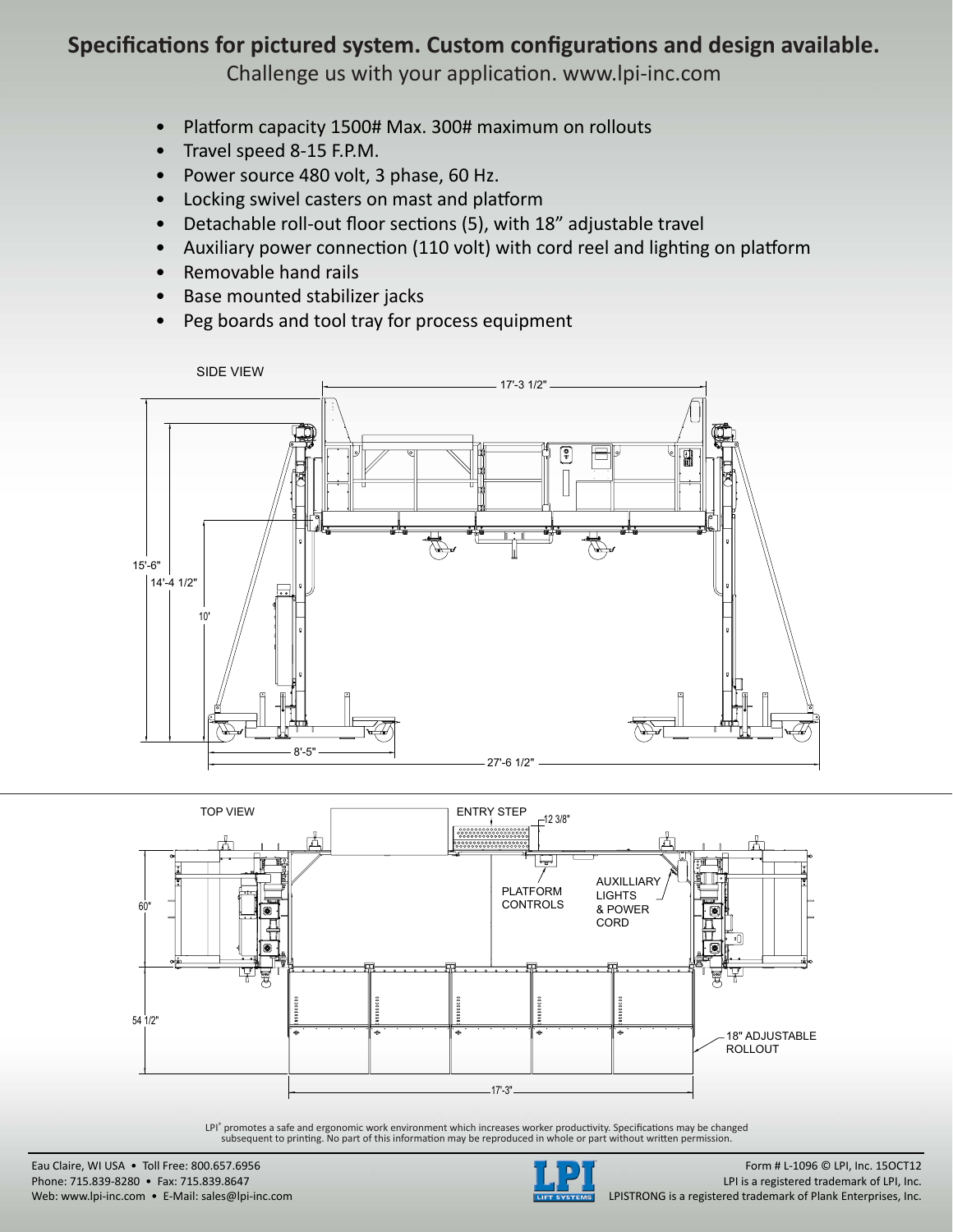## Specifications for pictured system. Custom configurations and design available.

Challenge us with your application. www.lpi-inc.com

- Platform capacity 1500# Max. 300# maximum on rollouts
- Travel speed 8-15 F.P.M.
- Power source 480 volt, 3 phase, 60 Hz.
- Locking swivel casters on mast and platform
- Detachable roll-out floor sections (5), with 18” adjustable travel
- Auxiliary power connection (110 volt) with cord reel and lighting on platform
- Removable hand rails
- Base mounted stabilizer jacks
- Peg boards and tool tray for process equipment

SIDE VIEW

17'-3 1/2"

15'-6"

14'-4 1/2"

10'

8'-5"

27'-6 1/2"

TOP VIEW

ENTRY STEP

12 3/8"

PLATFORM CONTROLS

AUXILLIARY LIGHTS & POWER CORD

60"

54 1/2"

18" ADJUSTABLE ROLLOUT

17'-3"

LPI® promotes a safe and ergonomic work environment which increases worker productivity. Specifications may be changed subsequent to printing. No part of this information may be reproduced in whole or part without written permission.

Eau Claire, WI USA • Toll Free: 800.657.6956
Phone: 715.839-8280 • Fax: 715.839.8647
Web: www.lpi-inc.com • E-Mail: sales@lpi-inc.com

LPI LIFT SYSTEMS

Form # L-1096 © LPI, Inc. 15OCT12
LPI is a registered trademark of LPI, Inc.
LPISTRONG is a registered trademark of Plank Enterprises, Inc.